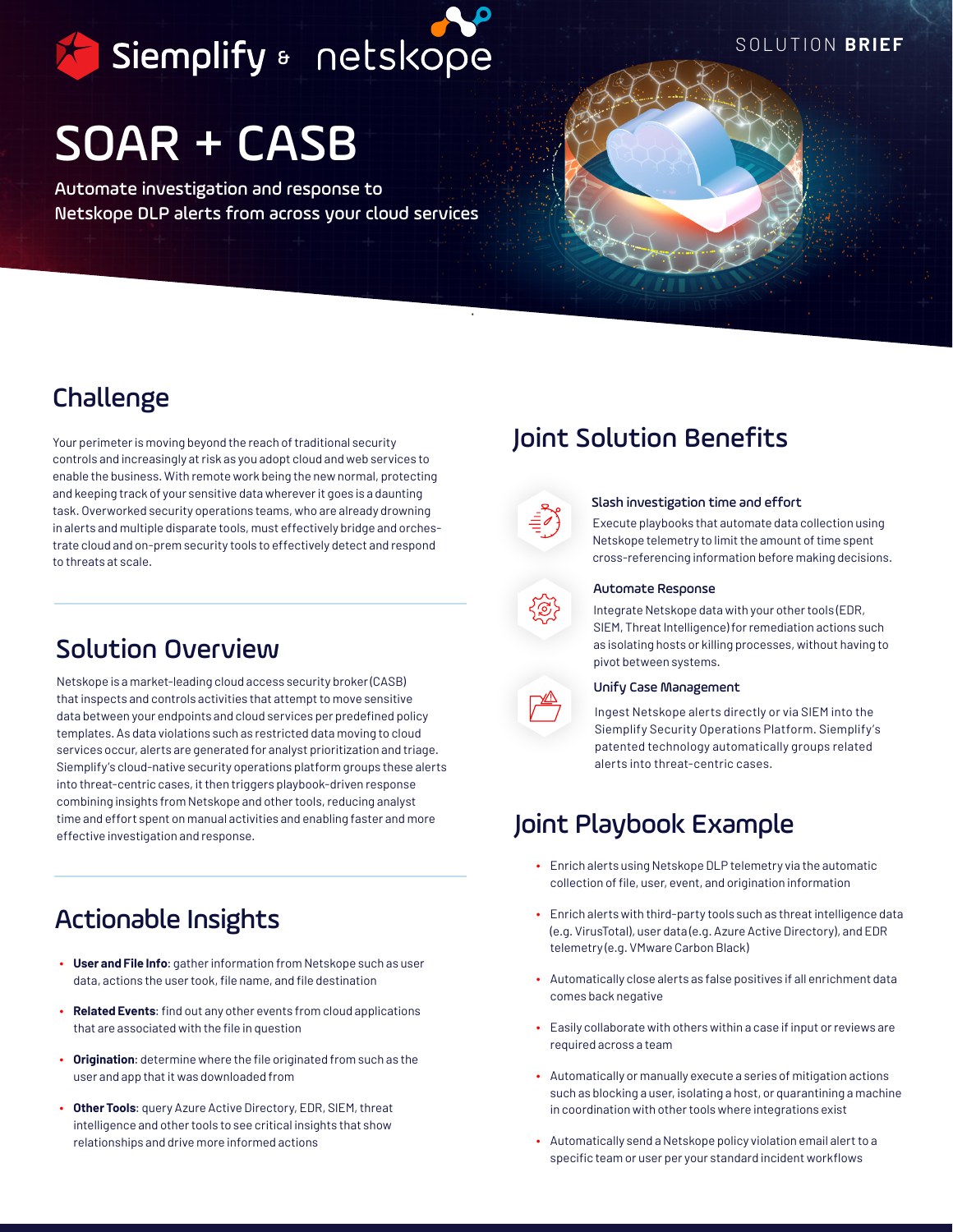Siemplify & netskope

SOLUTION **BRIEF**

# SOAR + CASB

Automate investigation and response to Netskope DLP alerts from across your cloud services

## Challenge

Your perimeter is moving beyond the reach of traditional security controls and increasingly at risk as you adopt cloud and web services to enable the business. With remote work being the new normal, protecting and keeping track of your sensitive data wherever it goes is a daunting task. Overworked security operations teams, who are already drowning in alerts and multiple disparate tools, must effectively bridge and orchestrate cloud and on-prem security tools to effectively detect and respond to threats at scale.

## Solution Overview

Netskope is a market-leading cloud access security broker (CASB) that inspects and controls activities that attempt to move sensitive data between your endpoints and cloud services per predefined policy templates. As data violations such as restricted data moving to cloud services occur, alerts are generated for analyst prioritization and triage. Siemplify's cloud-native security operations platform groups these alerts into threat-centric cases, it then triggers playbook-driven response combining insights from Netskope and other tools, reducing analyst time and effort spent on manual activities and enabling faster and more effective investigation and response.

## Actionable Insights

- **User and File Info**: gather information from Netskope such as user data, actions the user took, file name, and file destination
- **Related Events**: find out any other events from cloud applications that are associated with the file in question
- **Origination**: determine where the file originated from such as the user and app that it was downloaded from
- **Other Tools**: query Azure Active Directory, EDR, SIEM, threat intelligence and other tools to see critical insights that show relationships and drive more informed actions

## Joint Solution Benefits

### Slash investigation time and effort

Execute playbooks that automate data collection using Netskope telemetry to limit the amount of time spent cross-referencing information before making decisions.

### Automate Response

Integrate Netskope data with your other tools (EDR, SIEM, Threat Intelligence) for remediation actions such as isolating hosts or killing processes, without having to pivot between systems.

### Unify Case Management

Ingest Netskope alerts directly or via SIEM into the Siemplify Security Operations Platform. Siemplify's patented technology automatically groups related alerts into threat-centric cases.

## Joint Playbook Example

- Enrich alerts using Netskope DLP telemetry via the automatic collection of file, user, event, and origination information
- Enrich alerts with third-party tools such as threat intelligence data (e.g. VirusTotal), user data (e.g. Azure Active Directory), and EDR telemetry (e.g. VMware Carbon Black)
- Automatically close alerts as false positives if all enrichment data comes back negative
- Easily collaborate with others within a case if input or reviews are required across a team
- Automatically or manually execute a series of mitigation actions such as blocking a user, isolating a host, or quarantining a machine in coordination with other tools where integrations exist
- Automatically send a Netskope policy violation email alert to a specific team or user per your standard incident workflows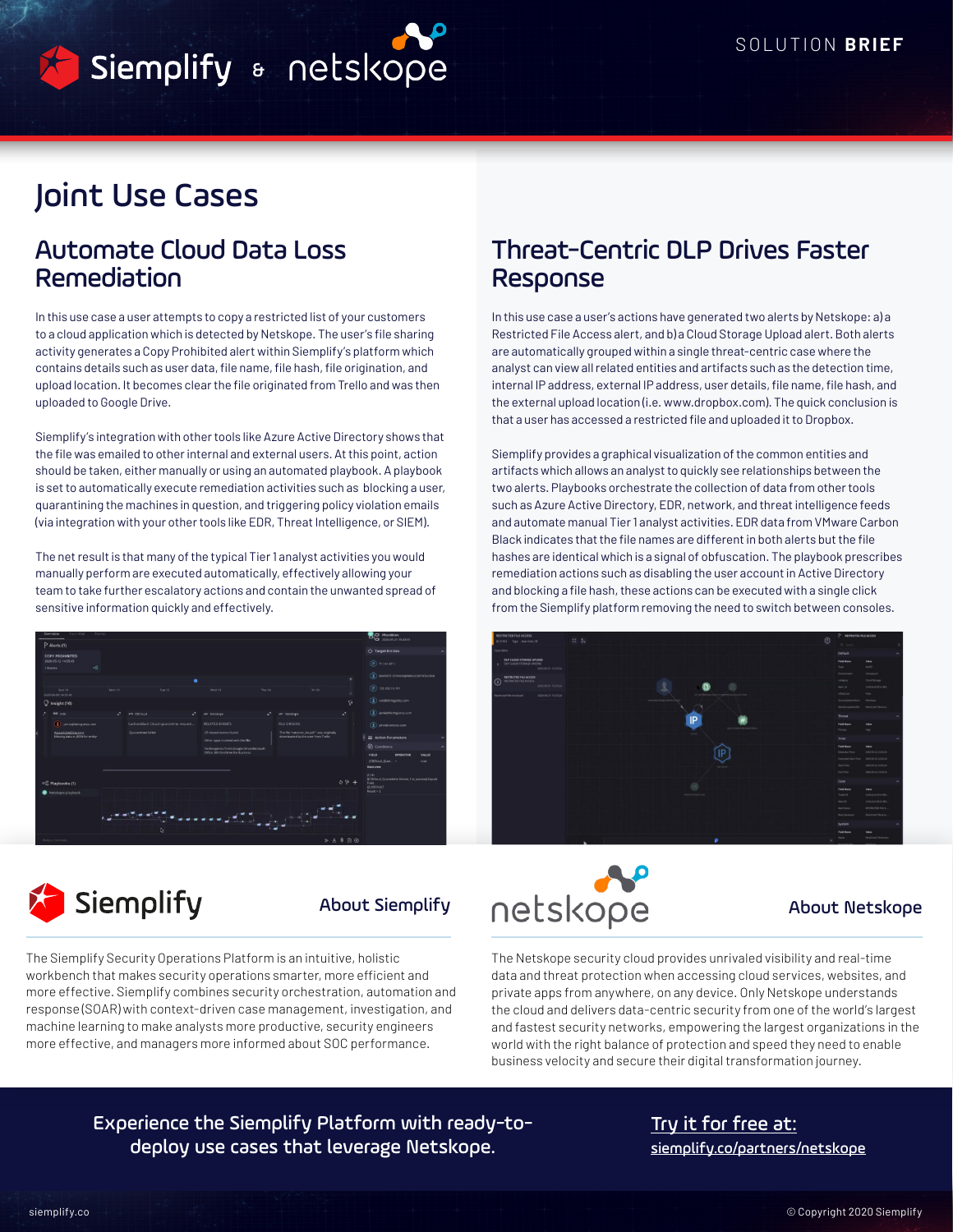SOLUTION **BRIEF**

# Joint Use Cases

## Automate Cloud Data Loss Remediation

In this use case a user attempts to copy a restricted list of your customers to a cloud application which is detected by Netskope. The user's file sharing activity generates a Copy Prohibited alert within Siemplify's platform which contains details such as user data, file name, file hash, file origination, and upload location. It becomes clear the file originated from Trello and was then uploaded to Google Drive.

Siemplify's integration with other tools like Azure Active Directory shows that the file was emailed to other internal and external users. At this point, action should be taken, either manually or using an automated playbook. A playbook is set to automatically execute remediation activities such as blocking a user, quarantining the machines in question, and triggering policy violation emails (via integration with your other tools like EDR, Threat Intelligence, or SIEM).

The net result is that many of the typical Tier 1 analyst activities you would manually perform are executed automatically, effectively allowing your team to take further escalatory actions and contain the unwanted spread of sensitive information quickly and effectively.

## Threat-Centric DLP Drives Faster Response

In this use case a user's actions have generated two alerts by Netskope: a) a Restricted File Access alert, and b) a Cloud Storage Upload alert. Both alerts are automatically grouped within a single threat-centric case where the analyst can view all related entities and artifacts such as the detection time, internal IP address, external IP address, user details, file name, file hash, and the external upload location (i.e. www.dropbox.com). The quick conclusion is that a user has accessed a restricted file and uploaded it to Dropbox.

Siemplify provides a graphical visualization of the common entities and artifacts which allows an analyst to quickly see relationships between the two alerts. Playbooks orchestrate the collection of data from other tools such as Azure Active Directory, EDR, network, and threat intelligence feeds and automate manual Tier 1 analyst activities. EDR data from VMware Carbon Black indicates that the file names are different in both alerts but the file hashes are identical which is a signal of obfuscation. The playbook prescribes remediation actions such as disabling the user account in Active Directory and blocking a file hash, these actions can be executed with a single click from the Siemplify platform removing the need to switch between consoles.

## About Siemplify

The Siemplify Security Operations Platform is an intuitive, holistic workbench that makes security operations smarter, more efficient and more effective. Siemplify combines security orchestration, automation and response (SOAR) with context-driven case management, investigation, and machine learning to make analysts more productive, security engineers more effective, and managers more informed about SOC performance.

## About Netskope

The Netskope security cloud provides unrivaled visibility and real-time data and threat protection when accessing cloud services, websites, and private apps from anywhere, on any device. Only Netskope understands the cloud and delivers data-centric security from one of the world's largest and fastest security networks, empowering the largest organizations in the world with the right balance of protection and speed they need to enable business velocity and secure their digital transformation journey.

**Experience the Siemplify Platform with ready-to-deploy use cases that leverage Netskope.**

**Try it for free at:**
siemplify.co/partners/netskope

siemplify.co

© Copyright 2020 Siemplify